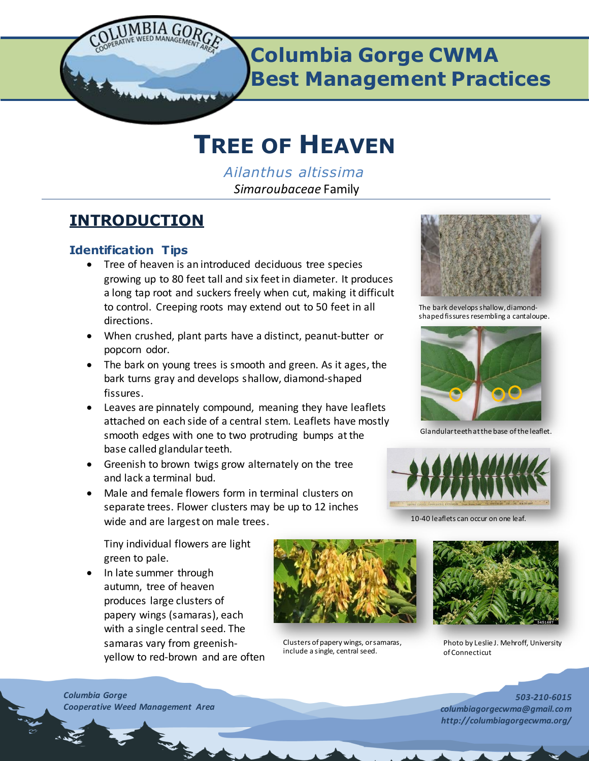# Columbia Gorge CWMA Best Management Practices

# TREE OF HEAVEN

*Ailanthus altissima*

*Simaroubaceae* Family

## INTRODUCTION

### Identification Tips

- Tree of heaven is an introduced deciduous tree species growing up to 80 feet tall and six feet in diameter. It produces a long tap root and suckers freely when cut, making it difficult to control. Creeping roots may extend out to 50 feet in all directions.
- When crushed, plant parts have a distinct, peanut-butter or popcorn odor.
- The bark on young trees is smooth and green. As it ages, the bark turns gray and develops shallow, diamond-shaped fissures.
- Leaves are pinnately compound, meaning they have leaflets attached on each side of a central stem. Leaflets have mostly smooth edges with one to two protruding bumps at the base called glandular teeth.
- Greenish to brown twigs grow alternately on the tree and lack a terminal bud.
- Male and female flowers form in terminal clusters on separate trees. Flower clusters may be up to 12 inches wide and are largest on male trees.

  Tiny individual flowers are light green to pale.
- In late summer through autumn, tree of heaven produces large clusters of papery wings (samaras), each with a single central seed. The samaras vary from greenish-yellow to red-brown and are often

The bark develops shallow, diamond-shaped fissures resembling a cantaloupe.

Glandular teeth at the base of the leaflet.

10-40 leaflets can occur on one leaf.

Clusters of papery wings, or samaras, include a single, central seed.

Photo by Leslie J. Mehroff, University of Connecticut

*Columbia Gorge Cooperative Weed Management Area*

*503-210-6015*
*columbiagorgecwma@gmail.com*
*http://columbiagorgecwma.org/*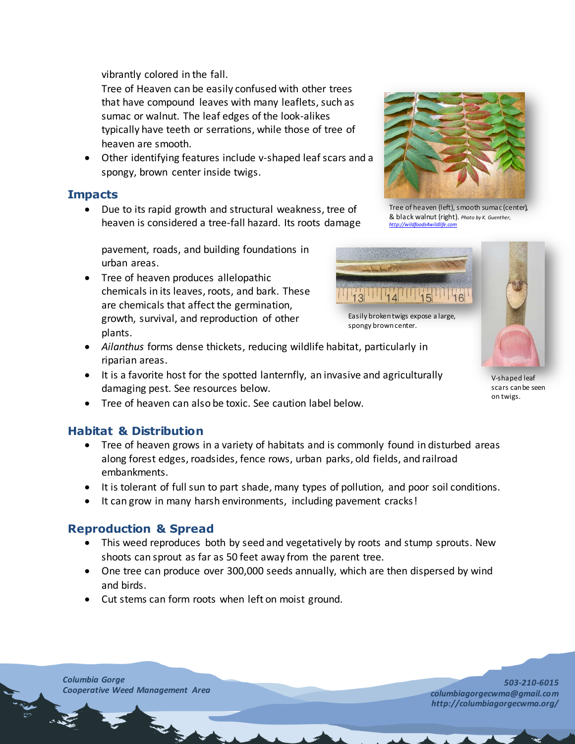vibrantly colored in the fall.

Tree of Heaven can be easily confused with other trees that have compound leaves with many leaflets, such as sumac or walnut. The leaf edges of the look-alikes typically have teeth or serrations, while those of tree of heaven are smooth.

- Other identifying features include v-shaped leaf scars and a spongy, brown center inside twigs.

Tree of heaven (left), smooth sumac (center), & black walnut (right). *Photo by K. Guenther, http://wildfoods4wildlife.com*

## Impacts

- Due to its rapid growth and structural weakness, tree of heaven is considered a tree-fall hazard. Its roots damage pavement, roads, and building foundations in urban areas.
- Tree of heaven produces allelopathic chemicals in its leaves, roots, and bark. These are chemicals that affect the germination, growth, survival, and reproduction of other plants.
- *Ailanthus* forms dense thickets, reducing wildlife habitat, particularly in riparian areas.
- It is a favorite host for the spotted lanternfly, an invasive and agriculturally damaging pest. See resources below.
- Tree of heaven can also be toxic. See caution label below.

Easily broken twigs expose a large, spongy brown center.

V-shaped leaf scars can be seen on twigs.

## Habitat & Distribution

- Tree of heaven grows in a variety of habitats and is commonly found in disturbed areas along forest edges, roadsides, fence rows, urban parks, old fields, and railroad embankments.
- It is tolerant of full sun to part shade, many types of pollution, and poor soil conditions.
- It can grow in many harsh environments, including pavement cracks!

## Reproduction & Spread

- This weed reproduces both by seed and vegetatively by roots and stump sprouts. New shoots can sprout as far as 50 feet away from the parent tree.
- One tree can produce over 300,000 seeds annually, which are then dispersed by wind and birds.
- Cut stems can form roots when left on moist ground.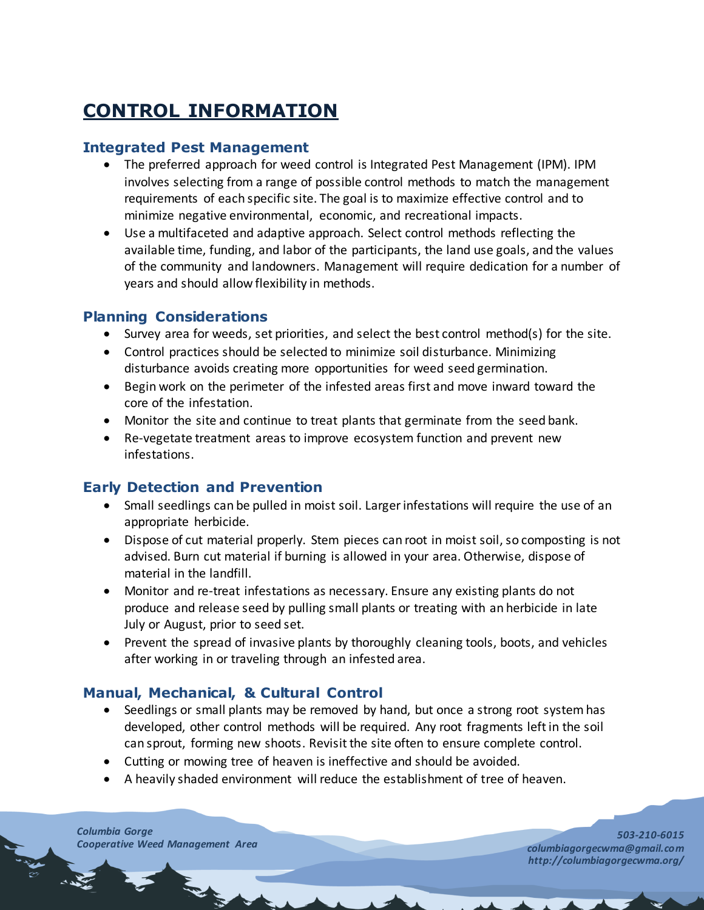# CONTROL INFORMATION

## Integrated Pest Management

- The preferred approach for weed control is Integrated Pest Management (IPM). IPM involves selecting from a range of possible control methods to match the management requirements of each specific site. The goal is to maximize effective control and to minimize negative environmental, economic, and recreational impacts.
- Use a multifaceted and adaptive approach. Select control methods reflecting the available time, funding, and labor of the participants, the land use goals, and the values of the community and landowners. Management will require dedication for a number of years and should allow flexibility in methods.

## Planning Considerations

- Survey area for weeds, set priorities, and select the best control method(s) for the site.
- Control practices should be selected to minimize soil disturbance. Minimizing disturbance avoids creating more opportunities for weed seed germination.
- Begin work on the perimeter of the infested areas first and move inward toward the core of the infestation.
- Monitor the site and continue to treat plants that germinate from the seed bank.
- Re-vegetate treatment areas to improve ecosystem function and prevent new infestations.

## Early Detection and Prevention

- Small seedlings can be pulled in moist soil. Larger infestations will require the use of an appropriate herbicide.
- Dispose of cut material properly. Stem pieces can root in moist soil, so composting is not advised. Burn cut material if burning is allowed in your area. Otherwise, dispose of material in the landfill.
- Monitor and re-treat infestations as necessary. Ensure any existing plants do not produce and release seed by pulling small plants or treating with an herbicide in late July or August, prior to seed set.
- Prevent the spread of invasive plants by thoroughly cleaning tools, boots, and vehicles after working in or traveling through an infested area.

## Manual, Mechanical, & Cultural Control

- Seedlings or small plants may be removed by hand, but once a strong root system has developed, other control methods will be required. Any root fragments left in the soil can sprout, forming new shoots. Revisit the site often to ensure complete control.
- Cutting or mowing tree of heaven is ineffective and should be avoided.
- A heavily shaded environment will reduce the establishment of tree of heaven.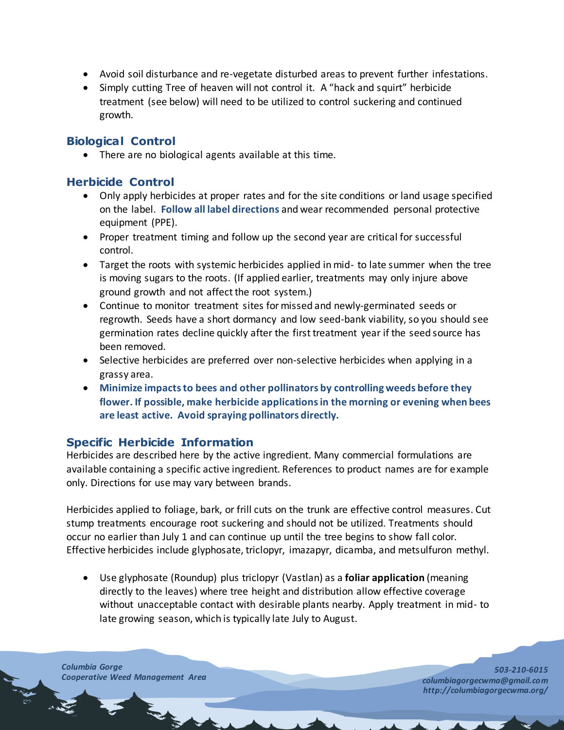- Avoid soil disturbance and re-vegetate disturbed areas to prevent further infestations.
- Simply cutting Tree of heaven will not control it. A "hack and squirt" herbicide treatment (see below) will need to be utilized to control suckering and continued growth.

## Biological Control

- There are no biological agents available at this time.

## Herbicide Control

- Only apply herbicides at proper rates and for the site conditions or land usage specified on the label. **Follow all label directions** and wear recommended personal protective equipment (PPE).
- Proper treatment timing and follow up the second year are critical for successful control.
- Target the roots with systemic herbicides applied in mid- to late summer when the tree is moving sugars to the roots. (If applied earlier, treatments may only injure above ground growth and not affect the root system.)
- Continue to monitor treatment sites for missed and newly-germinated seeds or regrowth. Seeds have a short dormancy and low seed-bank viability, so you should see germination rates decline quickly after the first treatment year if the seed source has been removed.
- Selective herbicides are preferred over non-selective herbicides when applying in a grassy area.
- **Minimize impacts to bees and other pollinators by controlling weeds before they flower. If possible, make herbicide applications in the morning or evening when bees are least active. Avoid spraying pollinators directly.**

## Specific Herbicide Information

Herbicides are described here by the active ingredient. Many commercial formulations are available containing a specific active ingredient. References to product names are for example only. Directions for use may vary between brands.

Herbicides applied to foliage, bark, or frill cuts on the trunk are effective control measures. Cut stump treatments encourage root suckering and should not be utilized. Treatments should occur no earlier than July 1 and can continue up until the tree begins to show fall color. Effective herbicides include glyphosate, triclopyr, imazapyr, dicamba, and metsulfuron methyl.

- Use glyphosate (Roundup) plus triclopyr (Vastlan) as a **foliar application** (meaning directly to the leaves) where tree height and distribution allow effective coverage without unacceptable contact with desirable plants nearby. Apply treatment in mid- to late growing season, which is typically late July to August.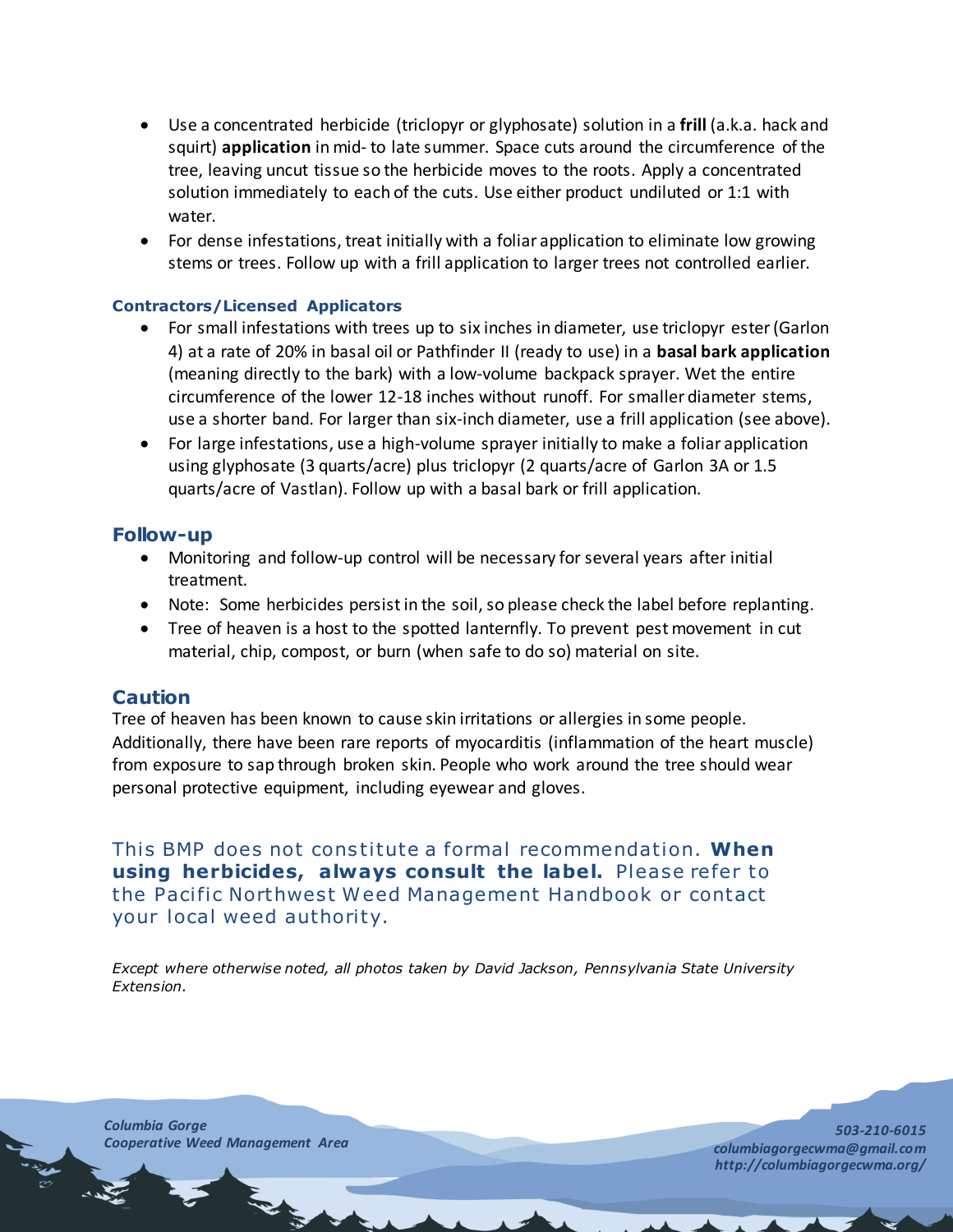- Use a concentrated herbicide (triclopyr or glyphosate) solution in a **frill** (a.k.a. hack and squirt) **application** in mid- to late summer. Space cuts around the circumference of the tree, leaving uncut tissue so the herbicide moves to the roots. Apply a concentrated solution immediately to each of the cuts. Use either product undiluted or 1:1 with water.
- For dense infestations, treat initially with a foliar application to eliminate low growing stems or trees. Follow up with a frill application to larger trees not controlled earlier.

### Contractors/Licensed Applicators

- For small infestations with trees up to six inches in diameter, use triclopyr ester (Garlon 4) at a rate of 20% in basal oil or Pathfinder II (ready to use) in a **basal bark application** (meaning directly to the bark) with a low-volume backpack sprayer. Wet the entire circumference of the lower 12-18 inches without runoff. For smaller diameter stems, use a shorter band. For larger than six-inch diameter, use a frill application (see above).
- For large infestations, use a high-volume sprayer initially to make a foliar application using glyphosate (3 quarts/acre) plus triclopyr (2 quarts/acre of Garlon 3A or 1.5 quarts/acre of Vastlan). Follow up with a basal bark or frill application.

## Follow-up

- Monitoring and follow-up control will be necessary for several years after initial treatment.
- Note: Some herbicides persist in the soil, so please check the label before replanting.
- Tree of heaven is a host to the spotted lanternfly. To prevent pest movement in cut material, chip, compost, or burn (when safe to do so) material on site.

## Caution

Tree of heaven has been known to cause skin irritations or allergies in some people. Additionally, there have been rare reports of myocarditis (inflammation of the heart muscle) from exposure to sap through broken skin. People who work around the tree should wear personal protective equipment, including eyewear and gloves.

This BMP does not constitute a formal recommendation. **When using herbicides, always consult the label.** Please refer to the Pacific Northwest Weed Management Handbook or contact your local weed authority.

*Except where otherwise noted, all photos taken by David Jackson, Pennsylvania State University Extension.*

***Columbia Gorge Cooperative Weed Management Area***

***503-210-6015***
***columbiagorgecwma@gmail.com***
***http://columbiagorgecwma.org/***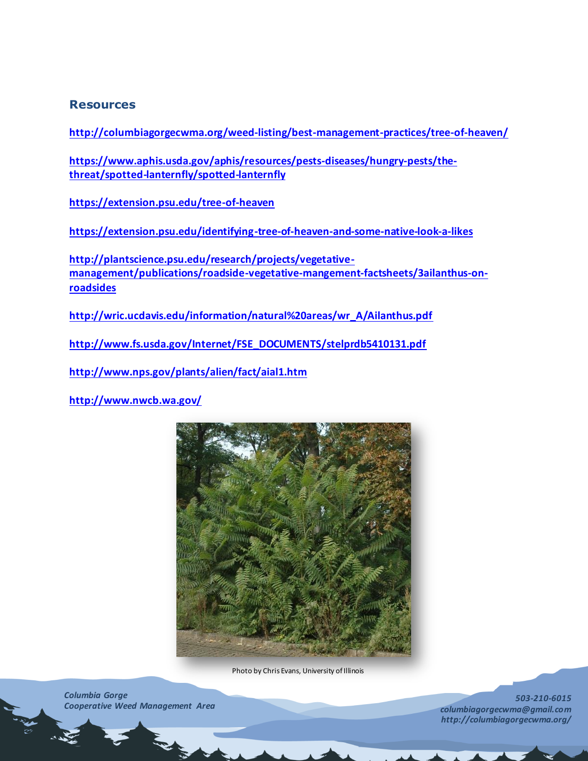## Resources

http://columbiagorgecwma.org/weed-listing/best-management-practices/tree-of-heaven/

https://www.aphis.usda.gov/aphis/resources/pests-diseases/hungry-pests/the-threat/spotted-lanternfly/spotted-lanternfly

https://extension.psu.edu/tree-of-heaven

https://extension.psu.edu/identifying-tree-of-heaven-and-some-native-look-a-likes

http://plantscience.psu.edu/research/projects/vegetative-management/publications/roadside-vegetative-mangement-factsheets/3ailanthus-on-roadsides

http://wric.ucdavis.edu/information/natural%20areas/wr_A/Ailanthus.pdf

http://www.fs.usda.gov/Internet/FSE_DOCUMENTS/stelprdb5410131.pdf

http://www.nps.gov/plants/alien/fact/aial1.htm

http://www.nwcb.wa.gov/

Photo by Chris Evans, University of Illinois